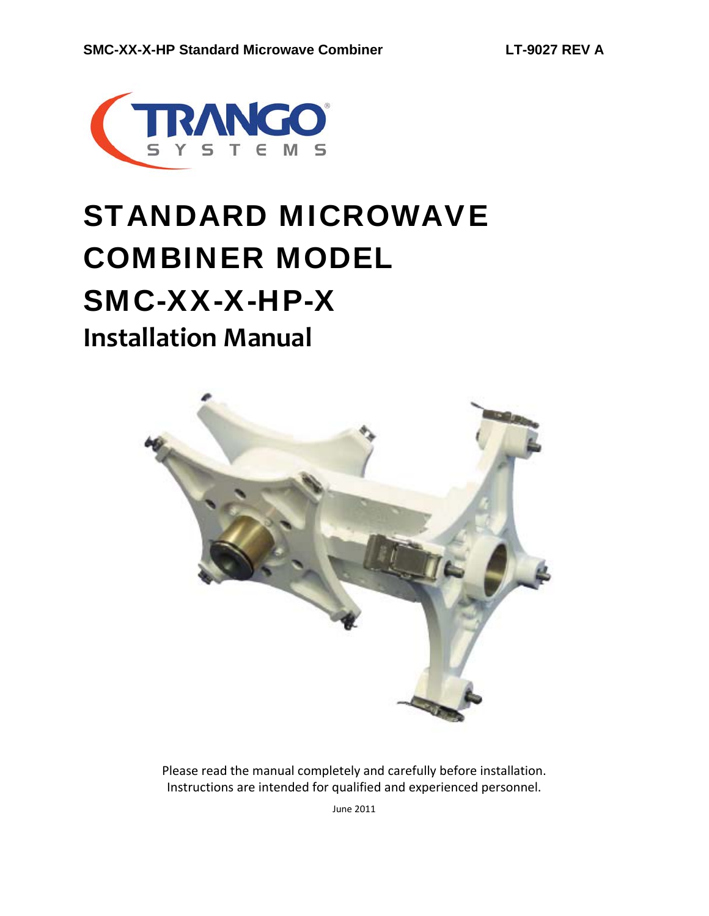# STANDARD MICROWAVE COMBINER MODEL SMC-XX-X-HP-X

## Installation Manual

Please read the manual completely and carefully before installation.
Instructions are intended for qualified and experienced personnel.

June 2011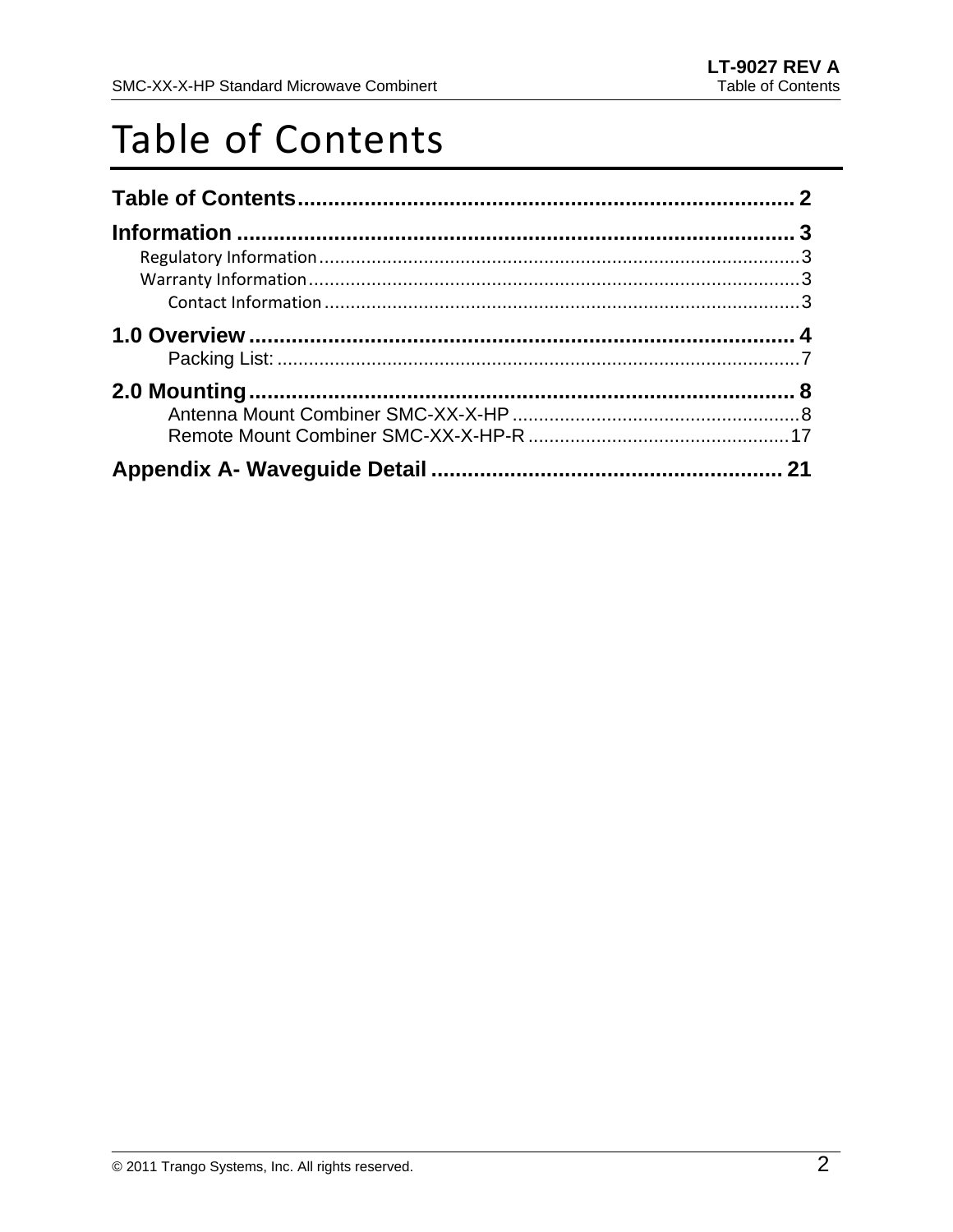# Table of Contents

**Table of Contents** .................................................................................. **2**

**Information** ........................................................................................... **3**

- Regulatory Information ........................................................................................... 3
- Warranty Information .............................................................................................. 3
  - Contact Information ......................................................................................... 3

**1.0 Overview** ......................................................................................... **4**

- Packing List: ............................................................................................... 7

**2.0 Mounting** .......................................................................................... **8**

- Antenna Mount Combiner SMC-XX-X-HP ...................................................... 8
- Remote Mount Combiner SMC-XX-X-HP-R ................................................. 17

**Appendix A- Waveguide Detail** .......................................................... **21**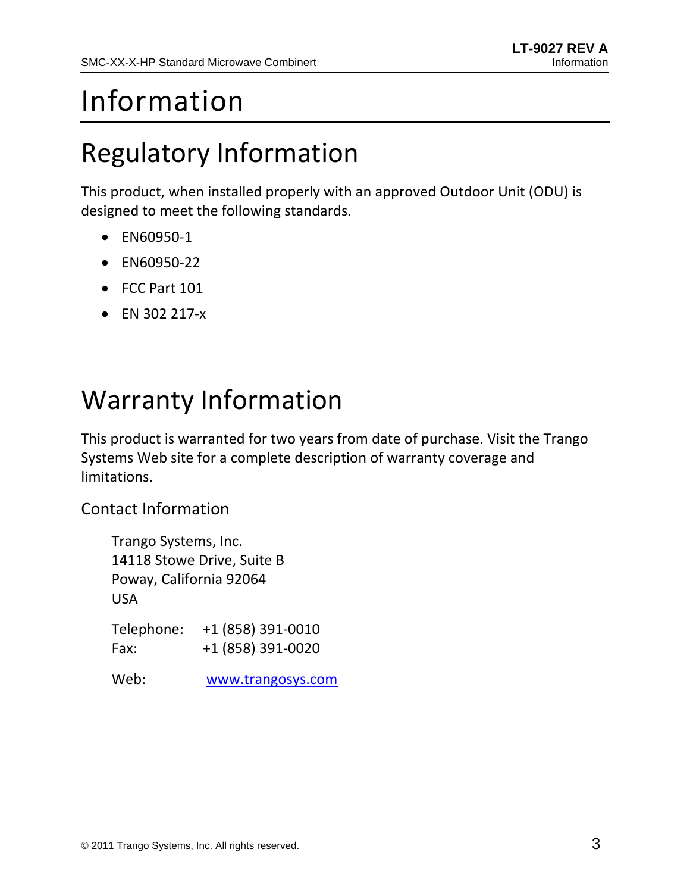# Information

## Regulatory Information

This product, when installed properly with an approved Outdoor Unit (ODU) is designed to meet the following standards.

- EN60950-1
- EN60950-22
- FCC Part 101
- EN 302 217-x

## Warranty Information

This product is warranted for two years from date of purchase. Visit the Trango Systems Web site for a complete description of warranty coverage and limitations.

### Contact Information

Trango Systems, Inc.
14118 Stowe Drive, Suite B
Poway, California 92064
USA

Telephone: +1 (858) 391-0010
Fax: +1 (858) 391-0020

Web: www.trangosys.com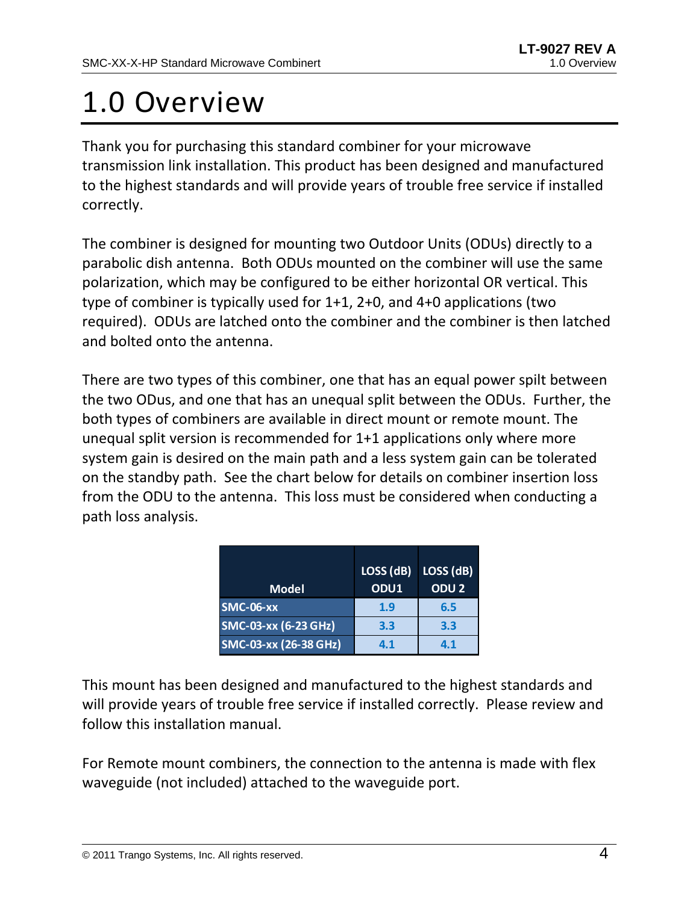# 1.0 Overview

Thank you for purchasing this standard combiner for your microwave transmission link installation. This product has been designed and manufactured to the highest standards and will provide years of trouble free service if installed correctly.

The combiner is designed for mounting two Outdoor Units (ODUs) directly to a parabolic dish antenna. Both ODUs mounted on the combiner will use the same polarization, which may be configured to be either horizontal OR vertical. This type of combiner is typically used for 1+1, 2+0, and 4+0 applications (two required). ODUs are latched onto the combiner and the combiner is then latched and bolted onto the antenna.

There are two types of this combiner, one that has an equal power spilt between the two ODus, and one that has an unequal split between the ODUs. Further, the both types of combiners are available in direct mount or remote mount. The unequal split version is recommended for 1+1 applications only where more system gain is desired on the main path and a less system gain can be tolerated on the standby path. See the chart below for details on combiner insertion loss from the ODU to the antenna. This loss must be considered when conducting a path loss analysis.

| Model | LOSS (dB) ODU1 | LOSS (dB) ODU 2 |
|---|---|---|
| SMC-06-xx | 1.9 | 6.5 |
| SMC-03-xx (6-23 GHz) | 3.3 | 3.3 |
| SMC-03-xx (26-38 GHz) | 4.1 | 4.1 |

This mount has been designed and manufactured to the highest standards and will provide years of trouble free service if installed correctly. Please review and follow this installation manual.

For Remote mount combiners, the connection to the antenna is made with flex waveguide (not included) attached to the waveguide port.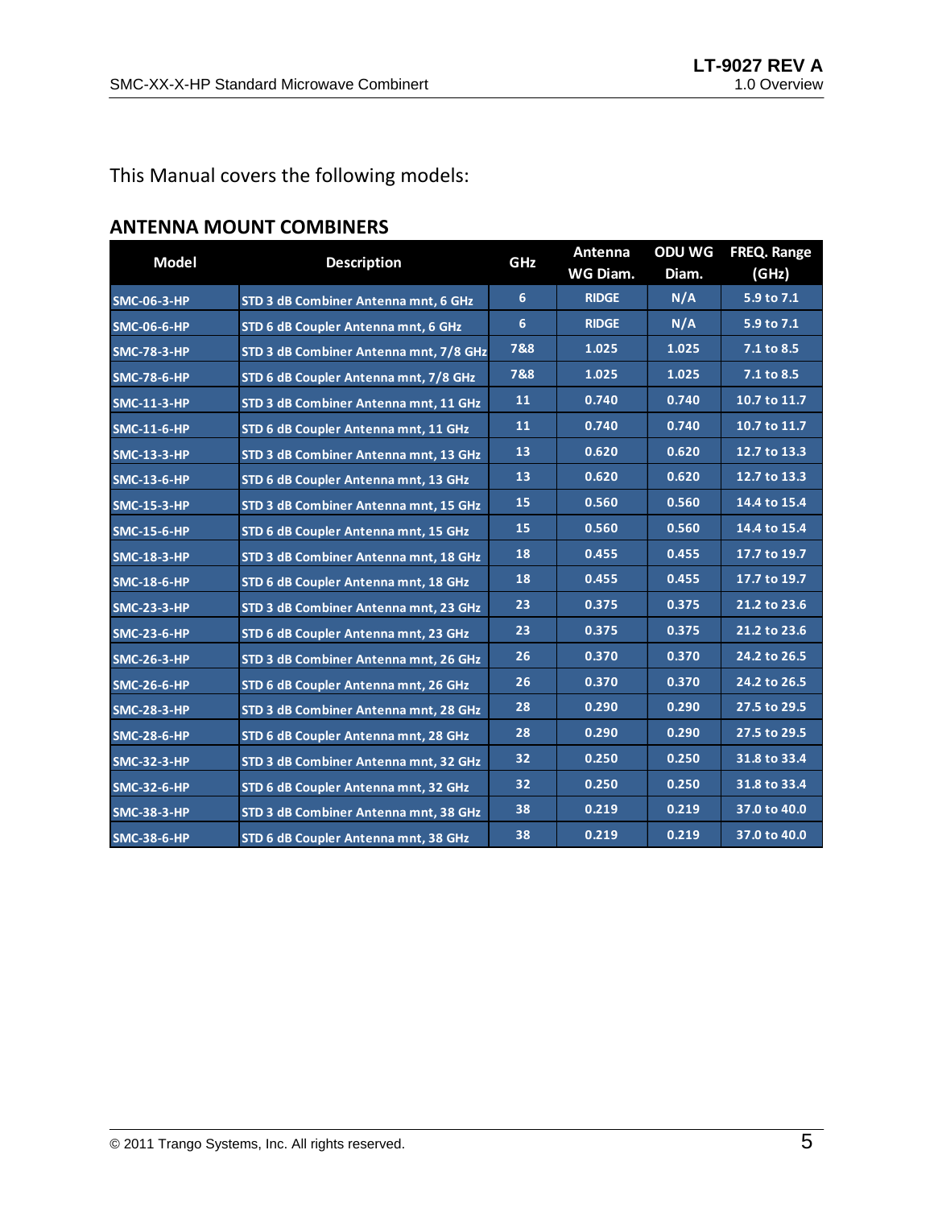This Manual covers the following models:

## ANTENNA MOUNT COMBINERS

| Model | Description | GHz | Antenna WG Diam. | ODU WG Diam. | FREQ. Range (GHz) |
|---|---|---|---|---|---|
| SMC-06-3-HP | STD 3 dB Combiner Antenna mnt, 6 GHz | 6 | RIDGE | N/A | 5.9 to 7.1 |
| SMC-06-6-HP | STD 6 dB Coupler Antenna mnt, 6 GHz | 6 | RIDGE | N/A | 5.9 to 7.1 |
| SMC-78-3-HP | STD 3 dB Combiner Antenna mnt, 7/8 GHz | 7&8 | 1.025 | 1.025 | 7.1 to 8.5 |
| SMC-78-6-HP | STD 6 dB Coupler Antenna mnt, 7/8 GHz | 7&8 | 1.025 | 1.025 | 7.1 to 8.5 |
| SMC-11-3-HP | STD 3 dB Combiner Antenna mnt, 11 GHz | 11 | 0.740 | 0.740 | 10.7 to 11.7 |
| SMC-11-6-HP | STD 6 dB Coupler Antenna mnt, 11 GHz | 11 | 0.740 | 0.740 | 10.7 to 11.7 |
| SMC-13-3-HP | STD 3 dB Combiner Antenna mnt, 13 GHz | 13 | 0.620 | 0.620 | 12.7 to 13.3 |
| SMC-13-6-HP | STD 6 dB Coupler Antenna mnt, 13 GHz | 13 | 0.620 | 0.620 | 12.7 to 13.3 |
| SMC-15-3-HP | STD 3 dB Combiner Antenna mnt, 15 GHz | 15 | 0.560 | 0.560 | 14.4 to 15.4 |
| SMC-15-6-HP | STD 6 dB Coupler Antenna mnt, 15 GHz | 15 | 0.560 | 0.560 | 14.4 to 15.4 |
| SMC-18-3-HP | STD 3 dB Combiner Antenna mnt, 18 GHz | 18 | 0.455 | 0.455 | 17.7 to 19.7 |
| SMC-18-6-HP | STD 6 dB Coupler Antenna mnt, 18 GHz | 18 | 0.455 | 0.455 | 17.7 to 19.7 |
| SMC-23-3-HP | STD 3 dB Combiner Antenna mnt, 23 GHz | 23 | 0.375 | 0.375 | 21.2 to 23.6 |
| SMC-23-6-HP | STD 6 dB Coupler Antenna mnt, 23 GHz | 23 | 0.375 | 0.375 | 21.2 to 23.6 |
| SMC-26-3-HP | STD 3 dB Combiner Antenna mnt, 26 GHz | 26 | 0.370 | 0.370 | 24.2 to 26.5 |
| SMC-26-6-HP | STD 6 dB Coupler Antenna mnt, 26 GHz | 26 | 0.370 | 0.370 | 24.2 to 26.5 |
| SMC-28-3-HP | STD 3 dB Combiner Antenna mnt, 28 GHz | 28 | 0.290 | 0.290 | 27.5 to 29.5 |
| SMC-28-6-HP | STD 6 dB Coupler Antenna mnt, 28 GHz | 28 | 0.290 | 0.290 | 27.5 to 29.5 |
| SMC-32-3-HP | STD 3 dB Combiner Antenna mnt, 32 GHz | 32 | 0.250 | 0.250 | 31.8 to 33.4 |
| SMC-32-6-HP | STD 6 dB Coupler Antenna mnt, 32 GHz | 32 | 0.250 | 0.250 | 31.8 to 33.4 |
| SMC-38-3-HP | STD 3 dB Combiner Antenna mnt, 38 GHz | 38 | 0.219 | 0.219 | 37.0 to 40.0 |
| SMC-38-6-HP | STD 6 dB Coupler Antenna mnt, 38 GHz | 38 | 0.219 | 0.219 | 37.0 to 40.0 |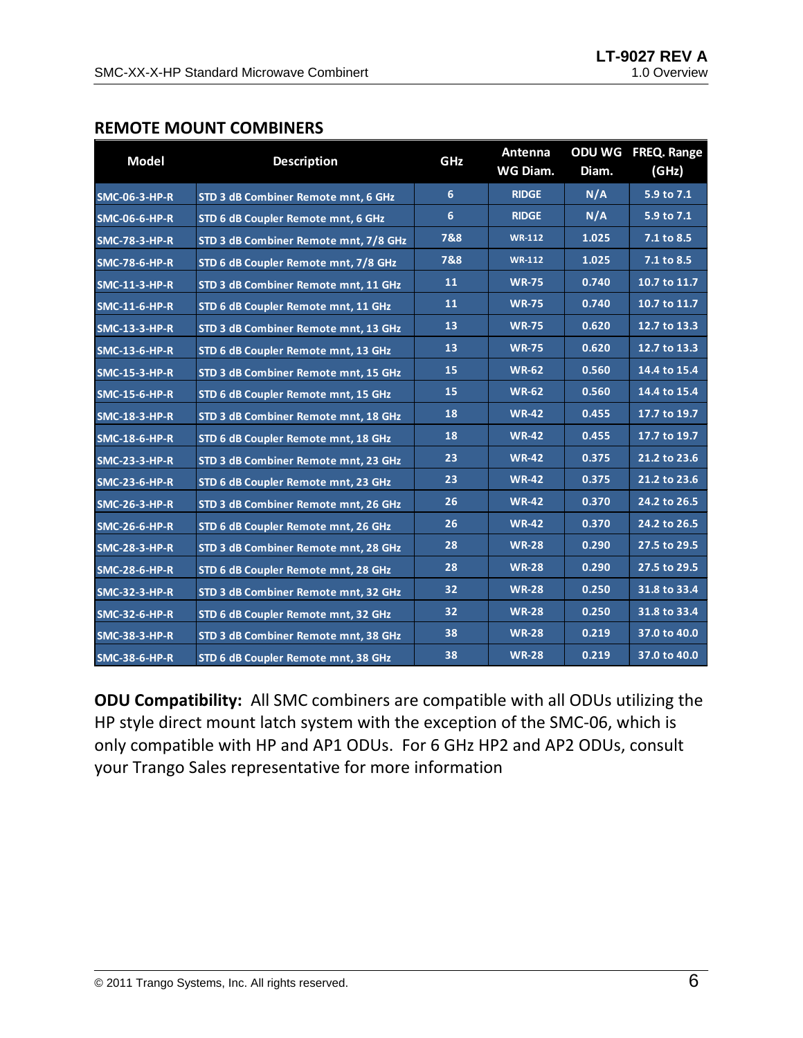## REMOTE MOUNT COMBINERS

| Model | Description | GHz | Antenna WG Diam. | ODU WG Diam. | FREQ. Range (GHz) |
|---|---|---|---|---|---|
| SMC-06-3-HP-R | STD 3 dB Combiner Remote mnt, 6 GHz | 6 | RIDGE | N/A | 5.9 to 7.1 |
| SMC-06-6-HP-R | STD 6 dB Coupler Remote mnt, 6 GHz | 6 | RIDGE | N/A | 5.9 to 7.1 |
| SMC-78-3-HP-R | STD 3 dB Combiner Remote mnt, 7/8 GHz | 7&8 | WR-112 | 1.025 | 7.1 to 8.5 |
| SMC-78-6-HP-R | STD 6 dB Coupler Remote mnt, 7/8 GHz | 7&8 | WR-112 | 1.025 | 7.1 to 8.5 |
| SMC-11-3-HP-R | STD 3 dB Combiner Remote mnt, 11 GHz | 11 | WR-75 | 0.740 | 10.7 to 11.7 |
| SMC-11-6-HP-R | STD 6 dB Coupler Remote mnt, 11 GHz | 11 | WR-75 | 0.740 | 10.7 to 11.7 |
| SMC-13-3-HP-R | STD 3 dB Combiner Remote mnt, 13 GHz | 13 | WR-75 | 0.620 | 12.7 to 13.3 |
| SMC-13-6-HP-R | STD 6 dB Coupler Remote mnt, 13 GHz | 13 | WR-75 | 0.620 | 12.7 to 13.3 |
| SMC-15-3-HP-R | STD 3 dB Combiner Remote mnt, 15 GHz | 15 | WR-62 | 0.560 | 14.4 to 15.4 |
| SMC-15-6-HP-R | STD 6 dB Coupler Remote mnt, 15 GHz | 15 | WR-62 | 0.560 | 14.4 to 15.4 |
| SMC-18-3-HP-R | STD 3 dB Combiner Remote mnt, 18 GHz | 18 | WR-42 | 0.455 | 17.7 to 19.7 |
| SMC-18-6-HP-R | STD 6 dB Coupler Remote mnt, 18 GHz | 18 | WR-42 | 0.455 | 17.7 to 19.7 |
| SMC-23-3-HP-R | STD 3 dB Combiner Remote mnt, 23 GHz | 23 | WR-42 | 0.375 | 21.2 to 23.6 |
| SMC-23-6-HP-R | STD 6 dB Coupler Remote mnt, 23 GHz | 23 | WR-42 | 0.375 | 21.2 to 23.6 |
| SMC-26-3-HP-R | STD 3 dB Combiner Remote mnt, 26 GHz | 26 | WR-42 | 0.370 | 24.2 to 26.5 |
| SMC-26-6-HP-R | STD 6 dB Coupler Remote mnt, 26 GHz | 26 | WR-42 | 0.370 | 24.2 to 26.5 |
| SMC-28-3-HP-R | STD 3 dB Combiner Remote mnt, 28 GHz | 28 | WR-28 | 0.290 | 27.5 to 29.5 |
| SMC-28-6-HP-R | STD 6 dB Coupler Remote mnt, 28 GHz | 28 | WR-28 | 0.290 | 27.5 to 29.5 |
| SMC-32-3-HP-R | STD 3 dB Combiner Remote mnt, 32 GHz | 32 | WR-28 | 0.250 | 31.8 to 33.4 |
| SMC-32-6-HP-R | STD 6 dB Coupler Remote mnt, 32 GHz | 32 | WR-28 | 0.250 | 31.8 to 33.4 |
| SMC-38-3-HP-R | STD 3 dB Combiner Remote mnt, 38 GHz | 38 | WR-28 | 0.219 | 37.0 to 40.0 |
| SMC-38-6-HP-R | STD 6 dB Coupler Remote mnt, 38 GHz | 38 | WR-28 | 0.219 | 37.0 to 40.0 |

**ODU Compatibility:** All SMC combiners are compatible with all ODUs utilizing the HP style direct mount latch system with the exception of the SMC-06, which is only compatible with HP and AP1 ODUs. For 6 GHz HP2 and AP2 ODUs, consult your Trango Sales representative for more information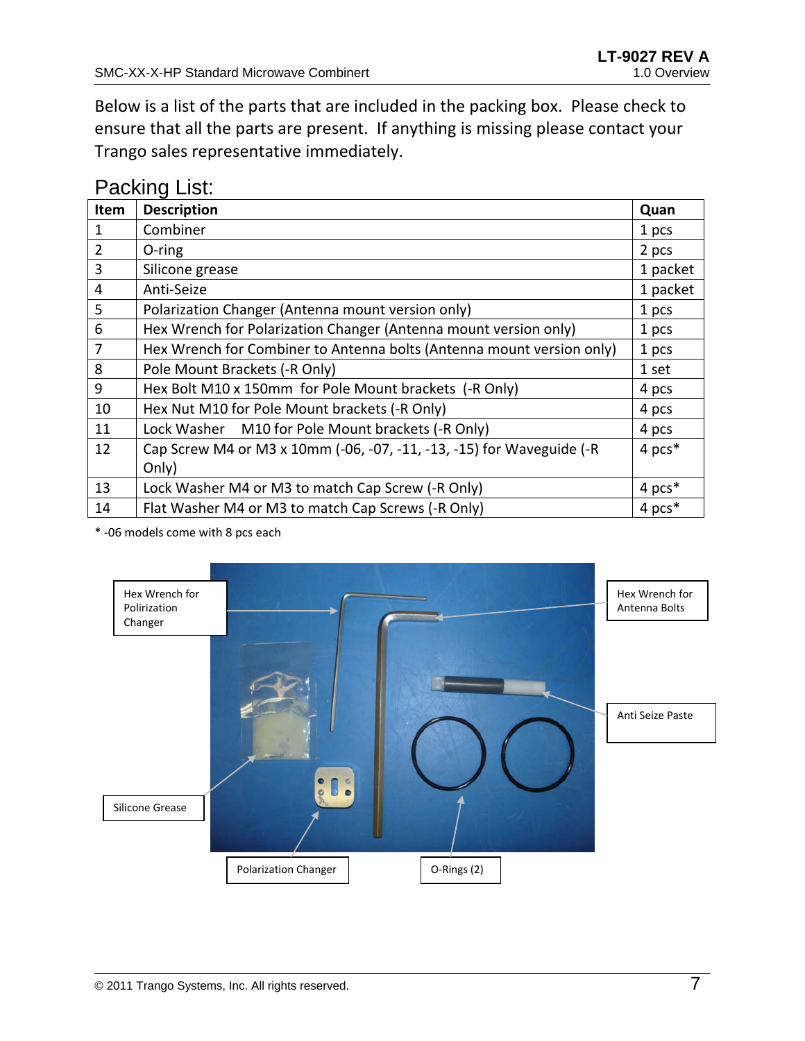Below is a list of the parts that are included in the packing box. Please check to ensure that all the parts are present. If anything is missing please contact your Trango sales representative immediately.

## Packing List:

| Item | Description | Quan |
|---|---|---|
| 1 | Combiner | 1 pcs |
| 2 | O-ring | 2 pcs |
| 3 | Silicone grease | 1 packet |
| 4 | Anti-Seize | 1 packet |
| 5 | Polarization Changer (Antenna mount version only) | 1 pcs |
| 6 | Hex Wrench for Polarization Changer (Antenna mount version only) | 1 pcs |
| 7 | Hex Wrench for Combiner to Antenna bolts (Antenna mount version only) | 1 pcs |
| 8 | Pole Mount Brackets (-R Only) | 1 set |
| 9 | Hex Bolt M10 x 150mm for Pole Mount brackets (-R Only) | 4 pcs |
| 10 | Hex Nut M10 for Pole Mount brackets (-R Only) | 4 pcs |
| 11 | Lock Washer M10 for Pole Mount brackets (-R Only) | 4 pcs |
| 12 | Cap Screw M4 or M3 x 10mm (-06, -07, -11, -13, -15) for Waveguide (-R Only) | 4 pcs* |
| 13 | Lock Washer M4 or M3 to match Cap Screw (-R Only) | 4 pcs* |
| 14 | Flat Washer M4 or M3 to match Cap Screws (-R Only) | 4 pcs* |

* -06 models come with 8 pcs each

Hex Wrench for Polirization Changer

Hex Wrench for Antenna Bolts

Anti Seize Paste

Silicone Grease

Polarization Changer

O-Rings (2)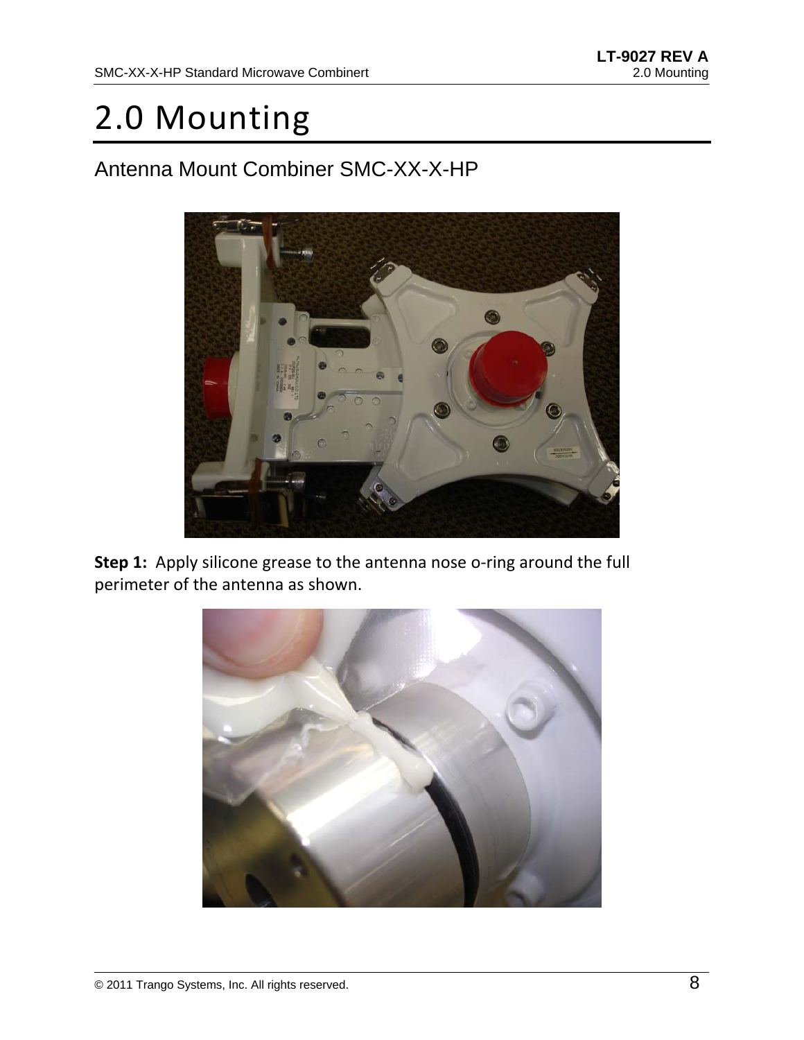# 2.0 Mounting

## Antenna Mount Combiner SMC-XX-X-HP

**Step 1:** Apply silicone grease to the antenna nose o-ring around the full perimeter of the antenna as shown.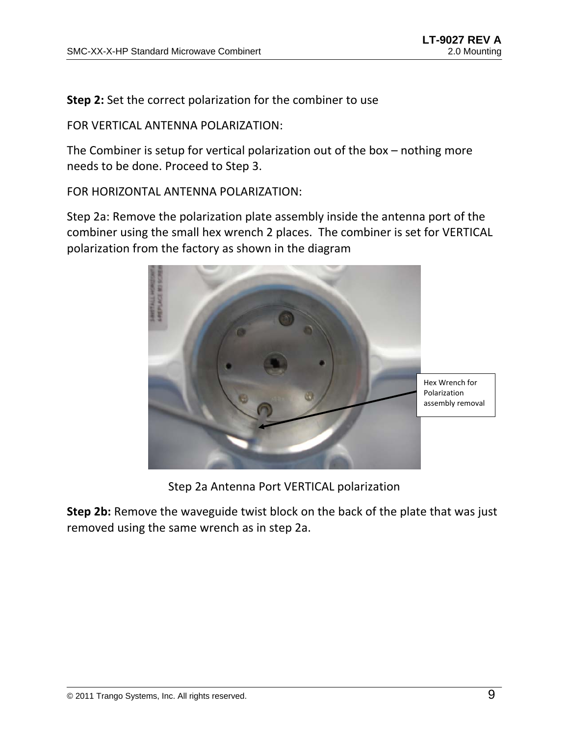**Step 2:** Set the correct polarization for the combiner to use

FOR VERTICAL ANTENNA POLARIZATION:

The Combiner is setup for vertical polarization out of the box – nothing more needs to be done. Proceed to Step 3.

FOR HORIZONTAL ANTENNA POLARIZATION:

Step 2a: Remove the polarization plate assembly inside the antenna port of the combiner using the small hex wrench 2 places. The combiner is set for VERTICAL polarization from the factory as shown in the diagram

Hex Wrench for Polarization assembly removal

Step 2a Antenna Port VERTICAL polarization

**Step 2b:** Remove the waveguide twist block on the back of the plate that was just removed using the same wrench as in step 2a.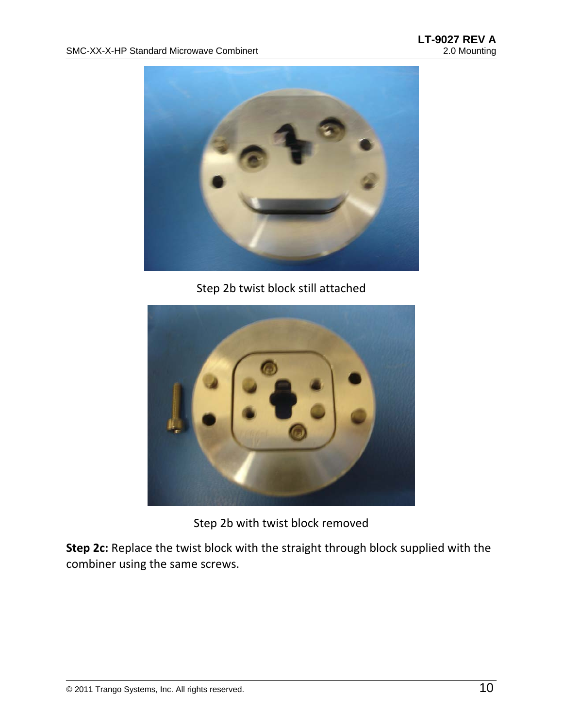Step 2b twist block still attached

Step 2b with twist block removed

**Step 2c:** Replace the twist block with the straight through block supplied with the combiner using the same screws.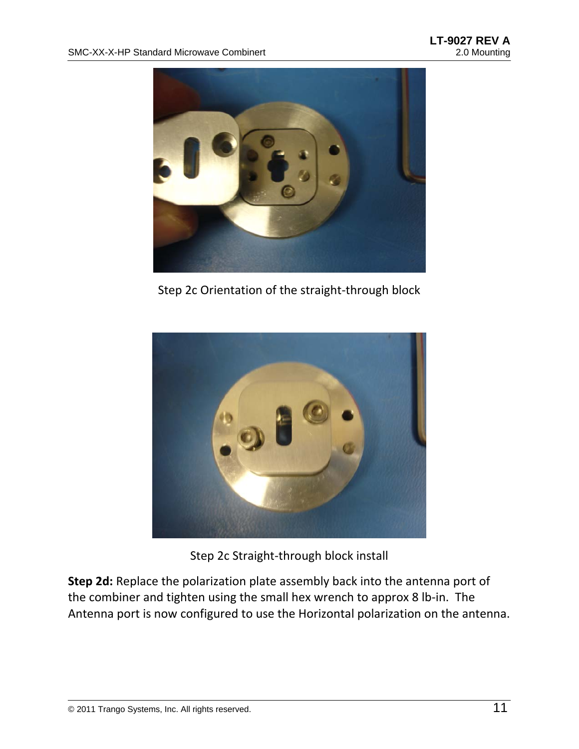Step 2c Orientation of the straight-through block

Step 2c Straight-through block install

**Step 2d:** Replace the polarization plate assembly back into the antenna port of the combiner and tighten using the small hex wrench to approx 8 lb-in. The Antenna port is now configured to use the Horizontal polarization on the antenna.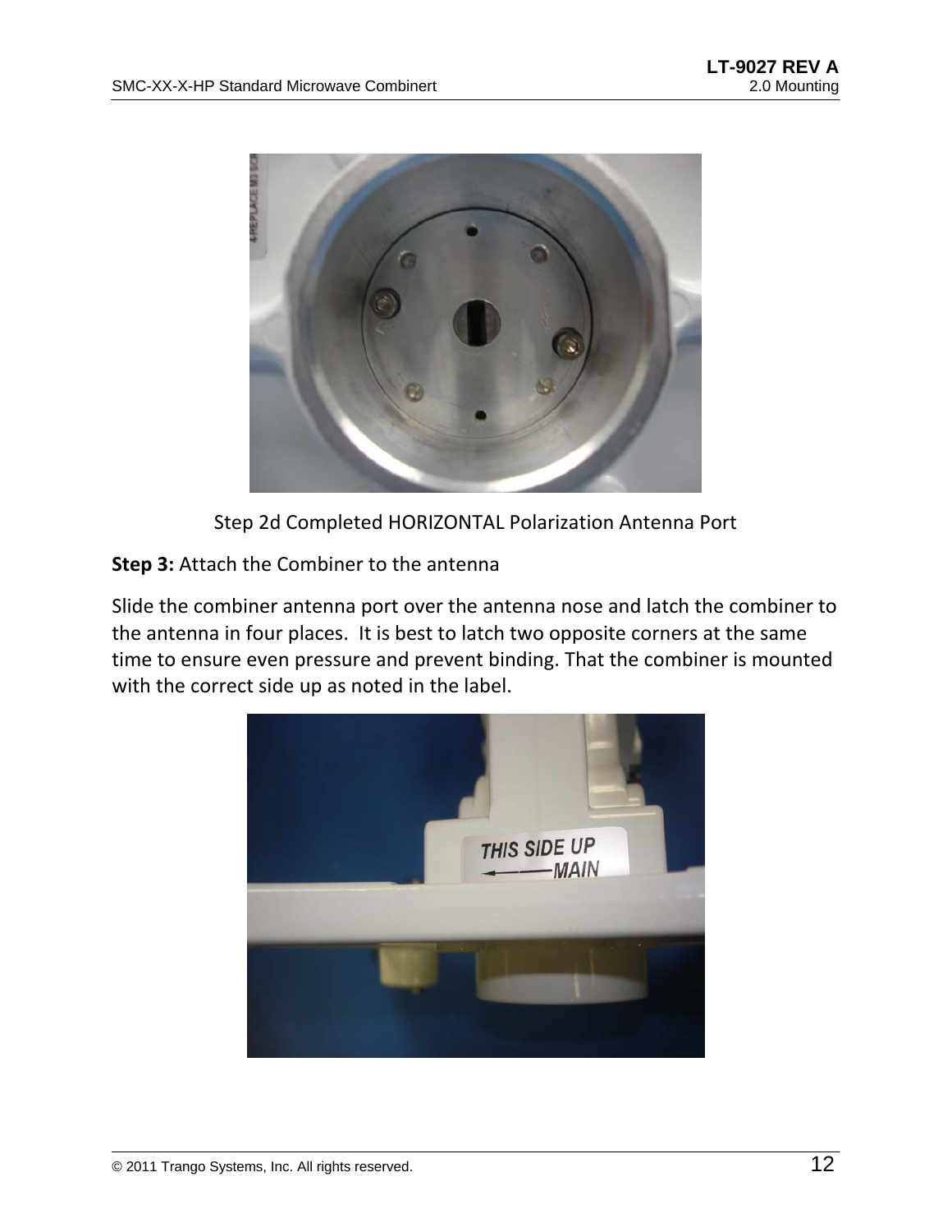Step 2d Completed HORIZONTAL Polarization Antenna Port

**Step 3:** Attach the Combiner to the antenna

Slide the combiner antenna port over the antenna nose and latch the combiner to the antenna in four places.  It is best to latch two opposite corners at the same time to ensure even pressure and prevent binding. That the combiner is mounted with the correct side up as noted in the label.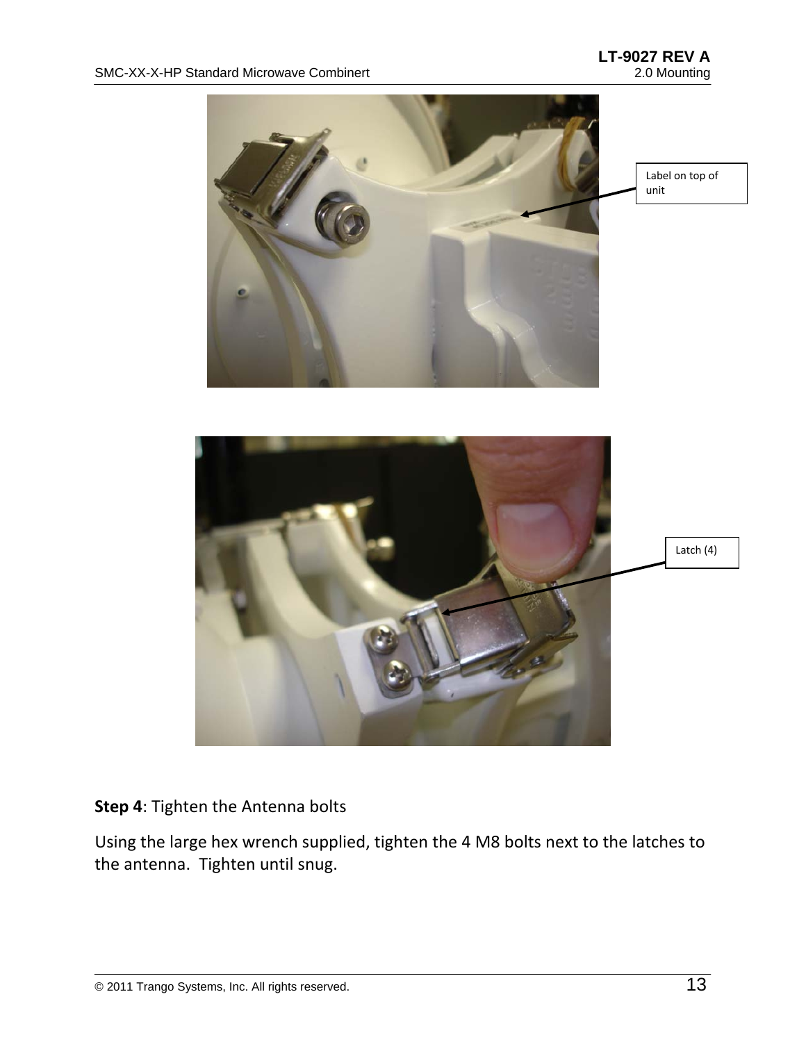Label on top of unit

Latch (4)

**Step 4**: Tighten the Antenna bolts

Using the large hex wrench supplied, tighten the 4 M8 bolts next to the latches to the antenna. Tighten until snug.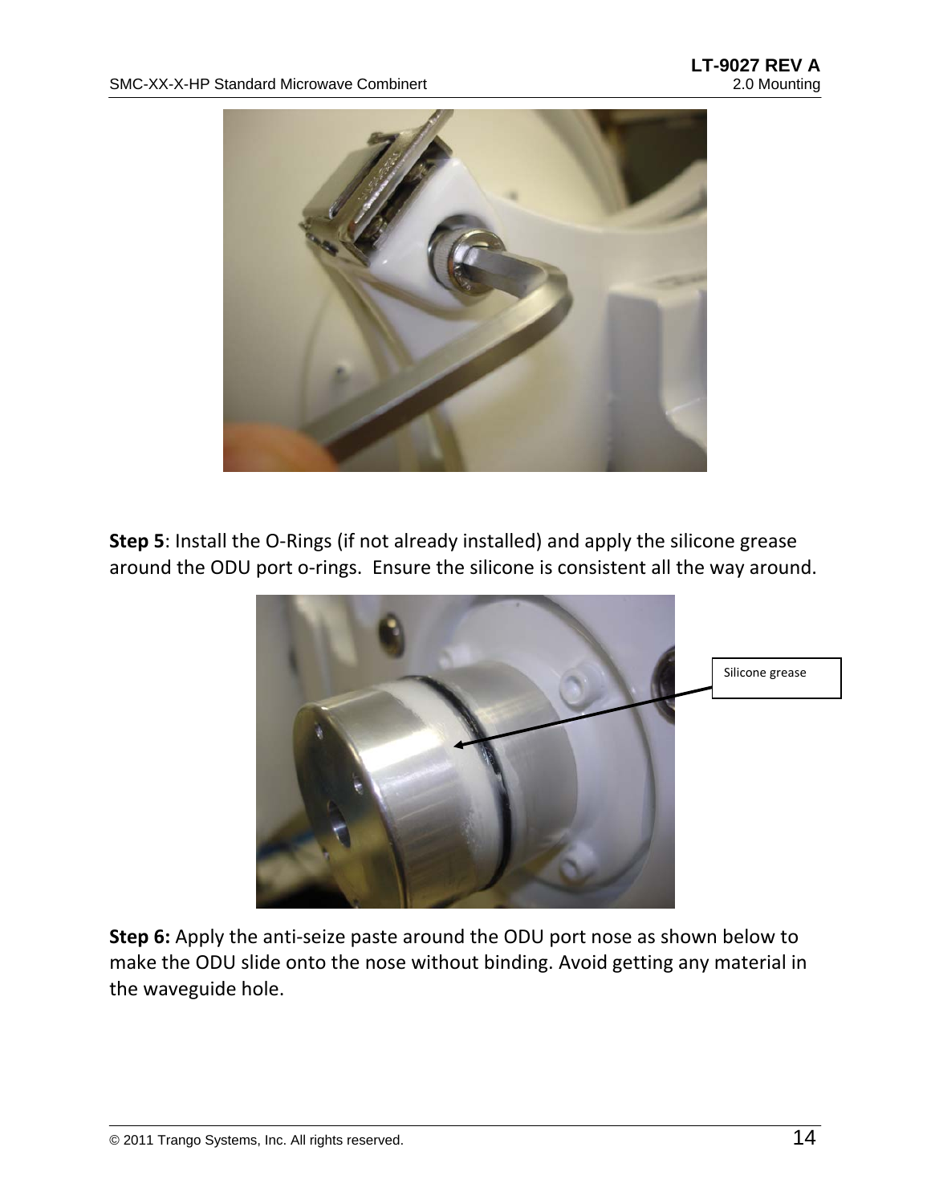**Step 5**: Install the O-Rings (if not already installed) and apply the silicone grease around the ODU port o-rings.  Ensure the silicone is consistent all the way around.

Silicone grease

**Step 6:** Apply the anti-seize paste around the ODU port nose as shown below to make the ODU slide onto the nose without binding. Avoid getting any material in the waveguide hole.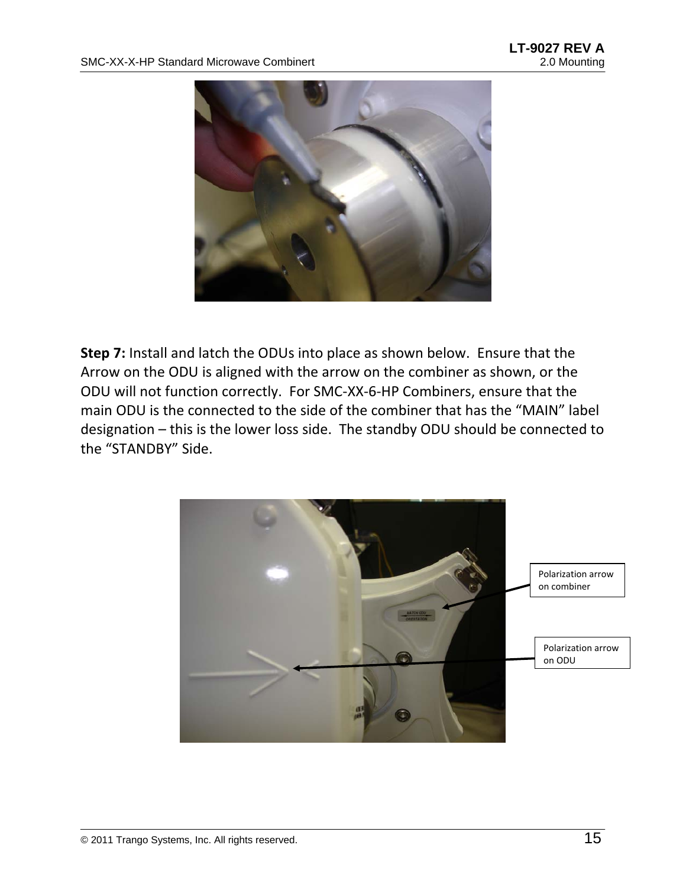**Step 7:** Install and latch the ODUs into place as shown below. Ensure that the Arrow on the ODU is aligned with the arrow on the combiner as shown, or the ODU will not function correctly. For SMC-XX-6-HP Combiners, ensure that the main ODU is the connected to the side of the combiner that has the “MAIN” label designation – this is the lower loss side. The standby ODU should be connected to the “STANDBY” Side.

Polarization arrow on combiner

Polarization arrow on ODU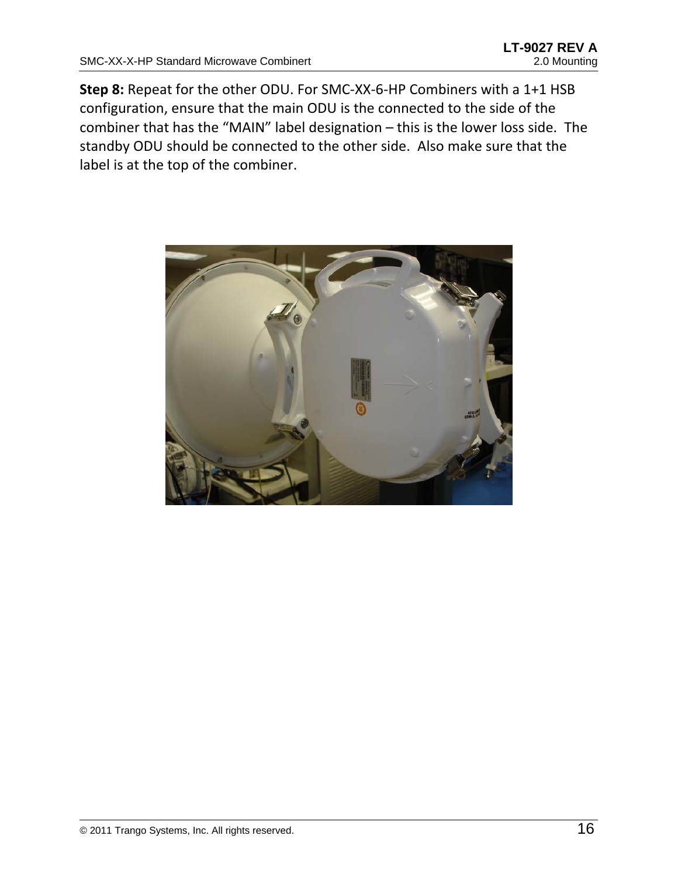**Step 8:** Repeat for the other ODU. For SMC-XX-6-HP Combiners with a 1+1 HSB configuration, ensure that the main ODU is the connected to the side of the combiner that has the "MAIN" label designation – this is the lower loss side. The standby ODU should be connected to the other side. Also make sure that the label is at the top of the combiner.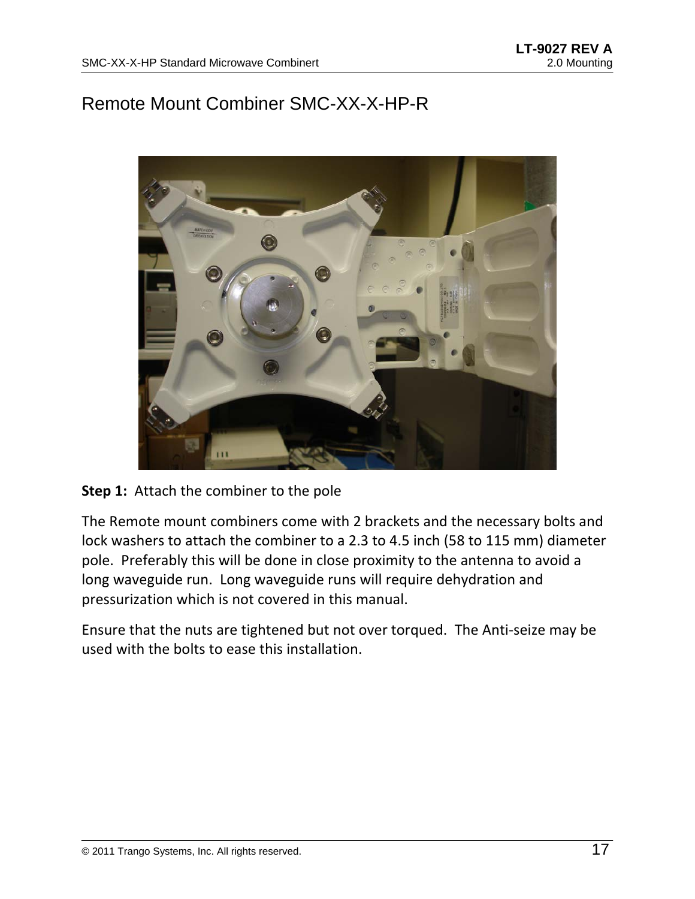# Remote Mount Combiner SMC-XX-X-HP-R

**Step 1:** Attach the combiner to the pole

The Remote mount combiners come with 2 brackets and the necessary bolts and lock washers to attach the combiner to a 2.3 to 4.5 inch (58 to 115 mm) diameter pole. Preferably this will be done in close proximity to the antenna to avoid a long waveguide run. Long waveguide runs will require dehydration and pressurization which is not covered in this manual.

Ensure that the nuts are tightened but not over torqued. The Anti-seize may be used with the bolts to ease this installation.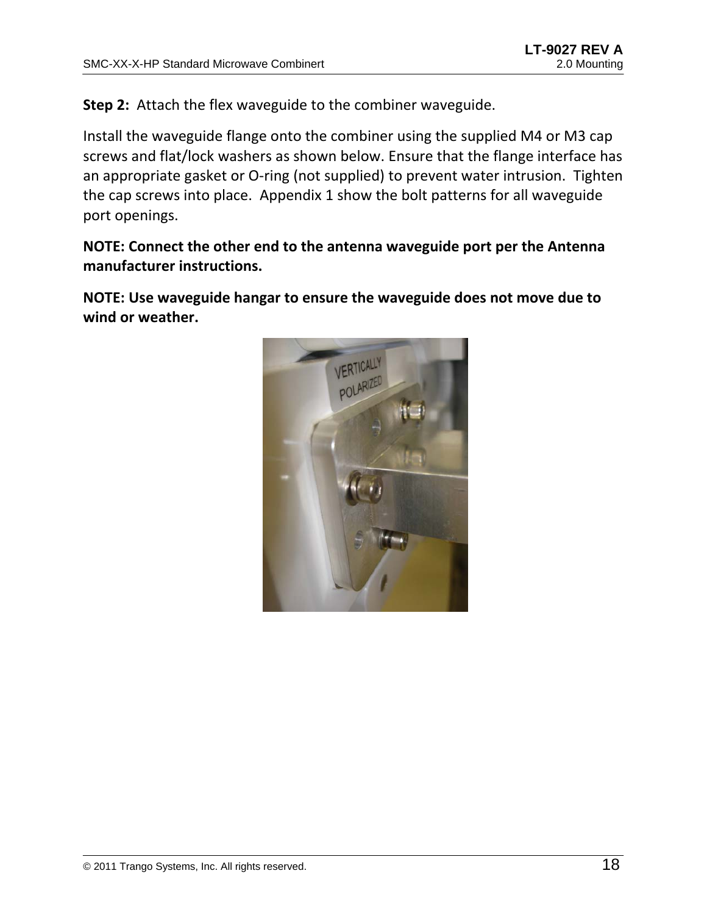**Step 2:** Attach the flex waveguide to the combiner waveguide.

Install the waveguide flange onto the combiner using the supplied M4 or M3 cap screws and flat/lock washers as shown below. Ensure that the flange interface has an appropriate gasket or O-ring (not supplied) to prevent water intrusion. Tighten the cap screws into place. Appendix 1 show the bolt patterns for all waveguide port openings.

**NOTE: Connect the other end to the antenna waveguide port per the Antenna manufacturer instructions.**

**NOTE: Use waveguide hangar to ensure the waveguide does not move due to wind or weather.**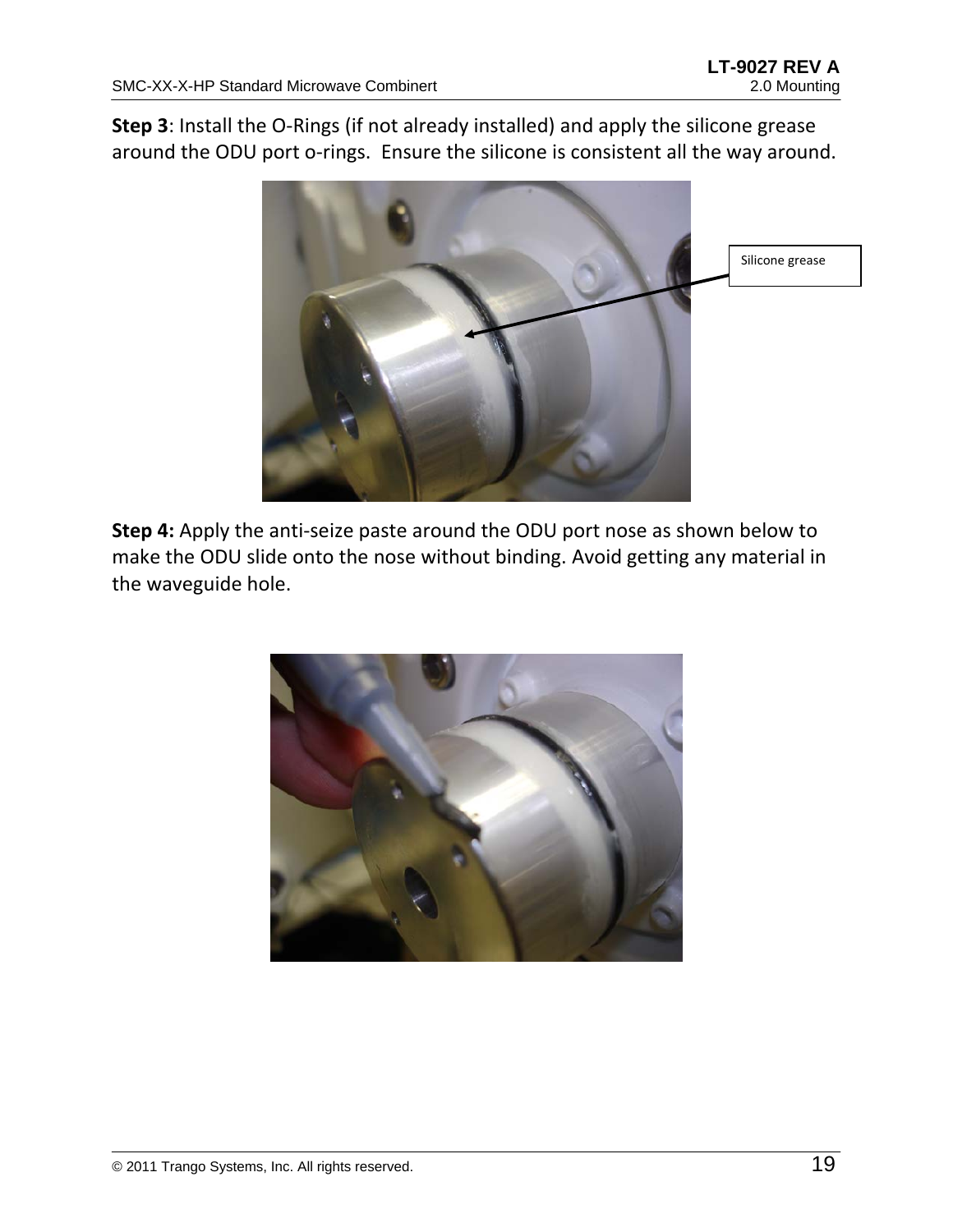**Step 3**: Install the O-Rings (if not already installed) and apply the silicone grease around the ODU port o-rings. Ensure the silicone is consistent all the way around.

Silicone grease

**Step 4:** Apply the anti-seize paste around the ODU port nose as shown below to make the ODU slide onto the nose without binding. Avoid getting any material in the waveguide hole.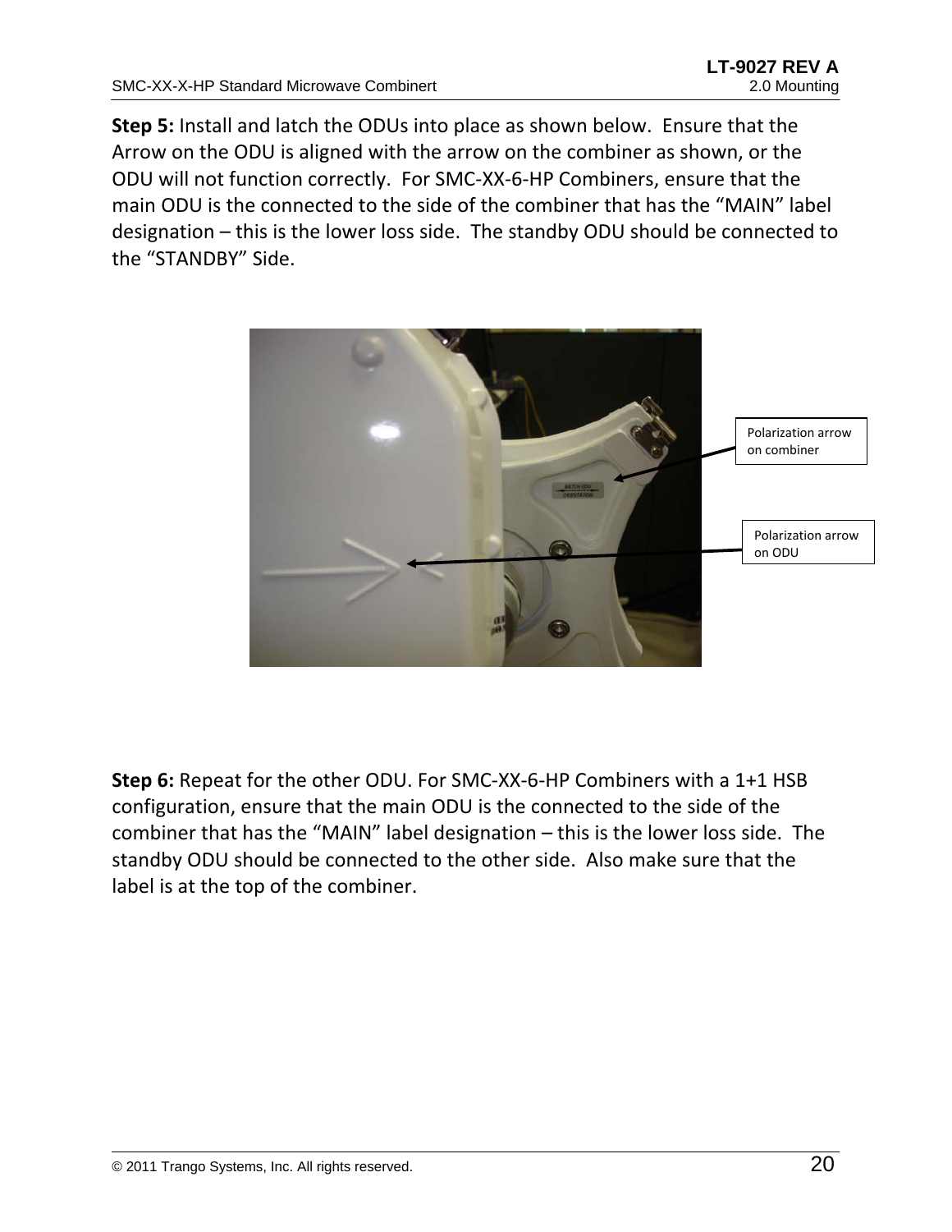**Step 5:** Install and latch the ODUs into place as shown below. Ensure that the Arrow on the ODU is aligned with the arrow on the combiner as shown, or the ODU will not function correctly. For SMC-XX-6-HP Combiners, ensure that the main ODU is the connected to the side of the combiner that has the "MAIN" label designation – this is the lower loss side. The standby ODU should be connected to the "STANDBY" Side.

Polarization arrow on combiner

Polarization arrow on ODU

**Step 6:** Repeat for the other ODU. For SMC-XX-6-HP Combiners with a 1+1 HSB configuration, ensure that the main ODU is the connected to the side of the combiner that has the "MAIN" label designation – this is the lower loss side. The standby ODU should be connected to the other side. Also make sure that the label is at the top of the combiner.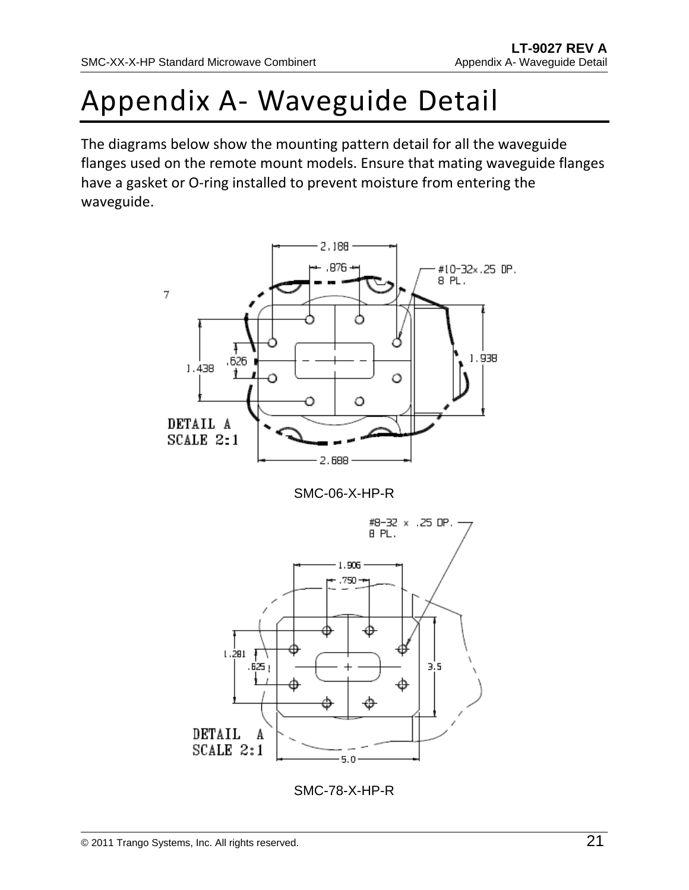# Appendix A- Waveguide Detail

The diagrams below show the mounting pattern detail for all the waveguide flanges used on the remote mount models. Ensure that mating waveguide flanges have a gasket or O-ring installed to prevent moisture from entering the waveguide.

SMC-06-X-HP-R

SMC-78-X-HP-R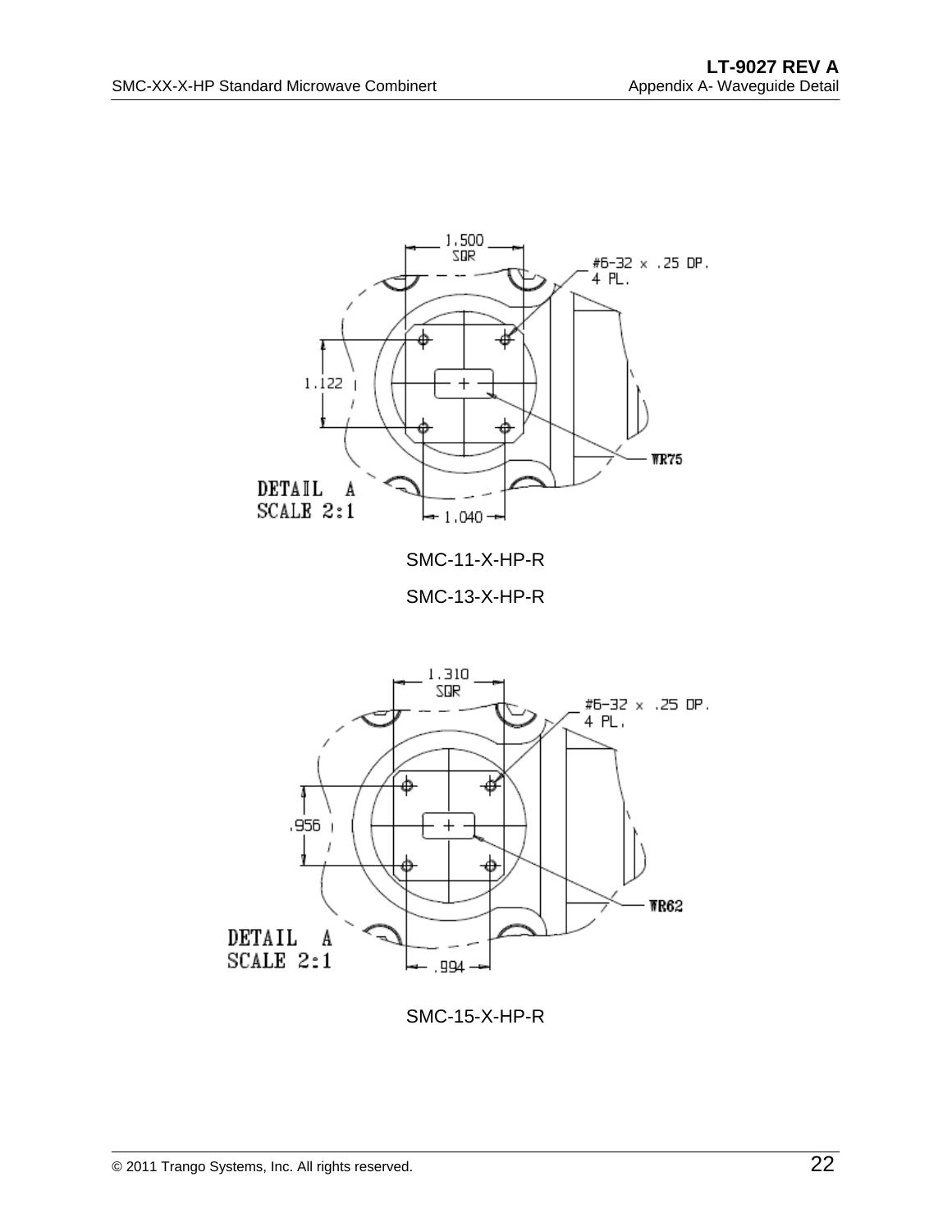1.500 SQR

#6-32 x .25 DP.
4 PL.

1.122

WR75

DETAIL A
SCALE 2:1

1.040

SMC-11-X-HP-R

SMC-13-X-HP-R

1.310 SQR

#6-32 x .25 DP.
4 PL.

.956

WR62

DETAIL A
SCALE 2:1

.994

SMC-15-X-HP-R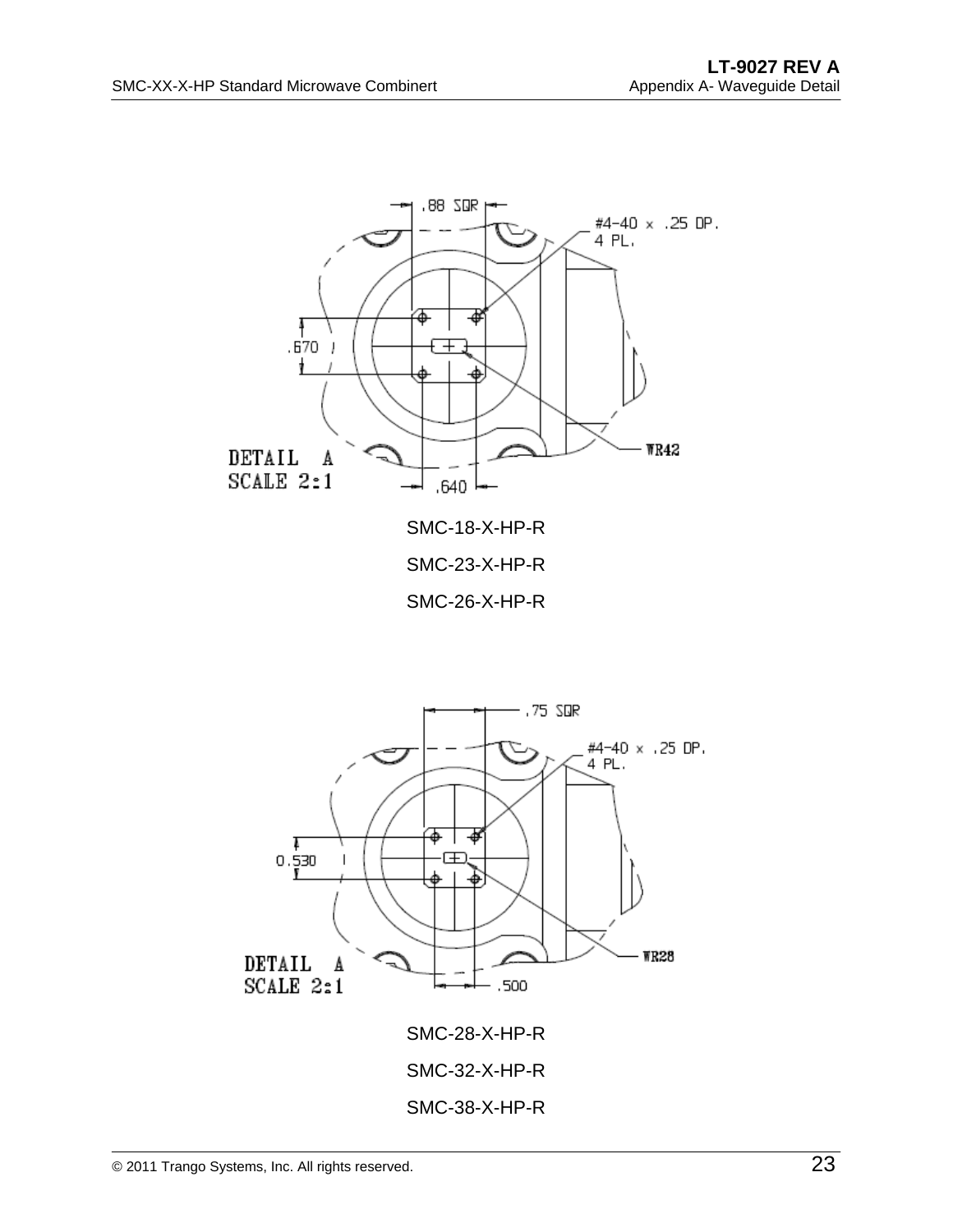.88 SQR

#4-40 x .25 DP.
4 PL.

.670

WR42

DETAIL A
SCALE 2:1

.640

SMC-18-X-HP-R

SMC-23-X-HP-R

SMC-26-X-HP-R

.75 SQR

#4-40 x .25 DP.
4 PL.

0.530

WR28

DETAIL A
SCALE 2:1

.500

SMC-28-X-HP-R

SMC-32-X-HP-R

SMC-38-X-HP-R